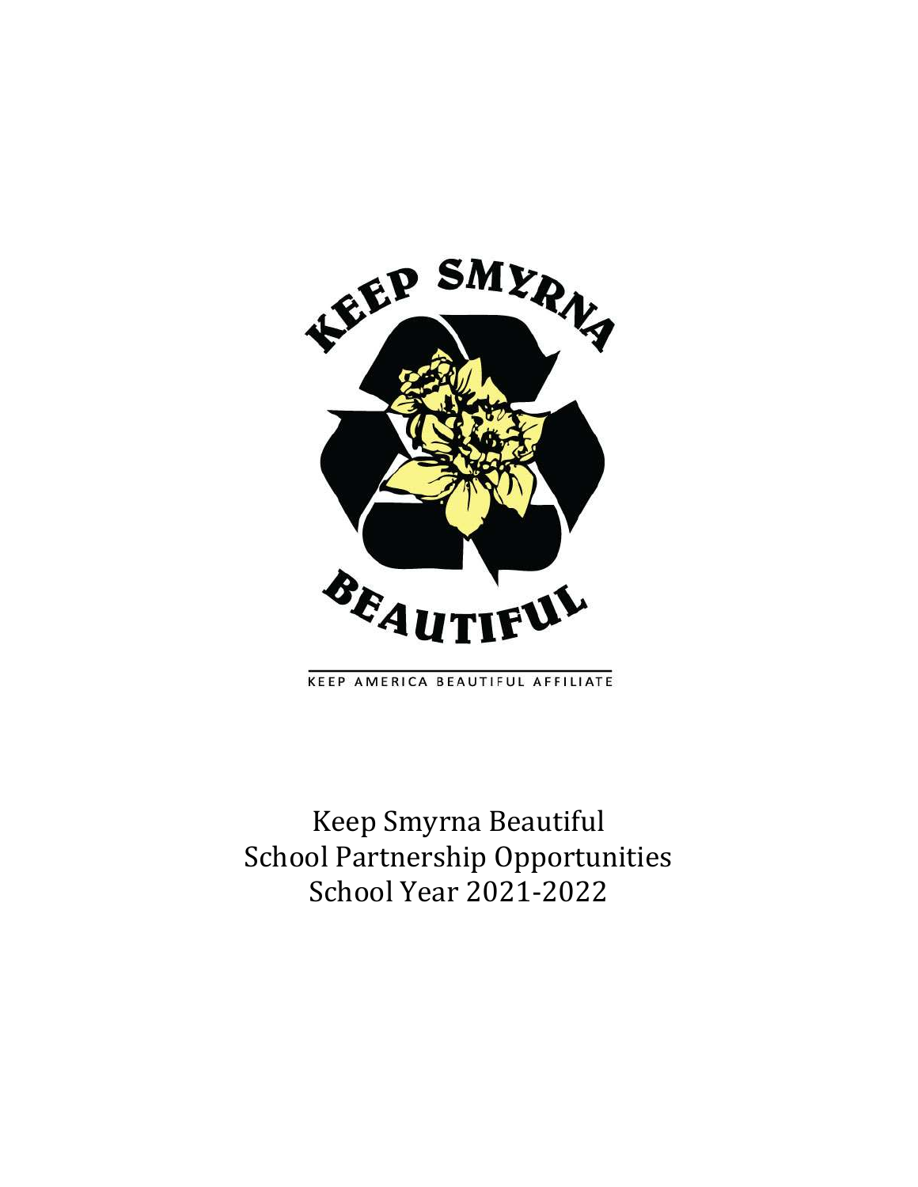KEEP SMYRNA BEAUTIFUL

KEEP AMERICA BEAUTIFUL AFFILIATE

# Keep Smyrna Beautiful
# School Partnership Opportunities
# School Year 2021-2022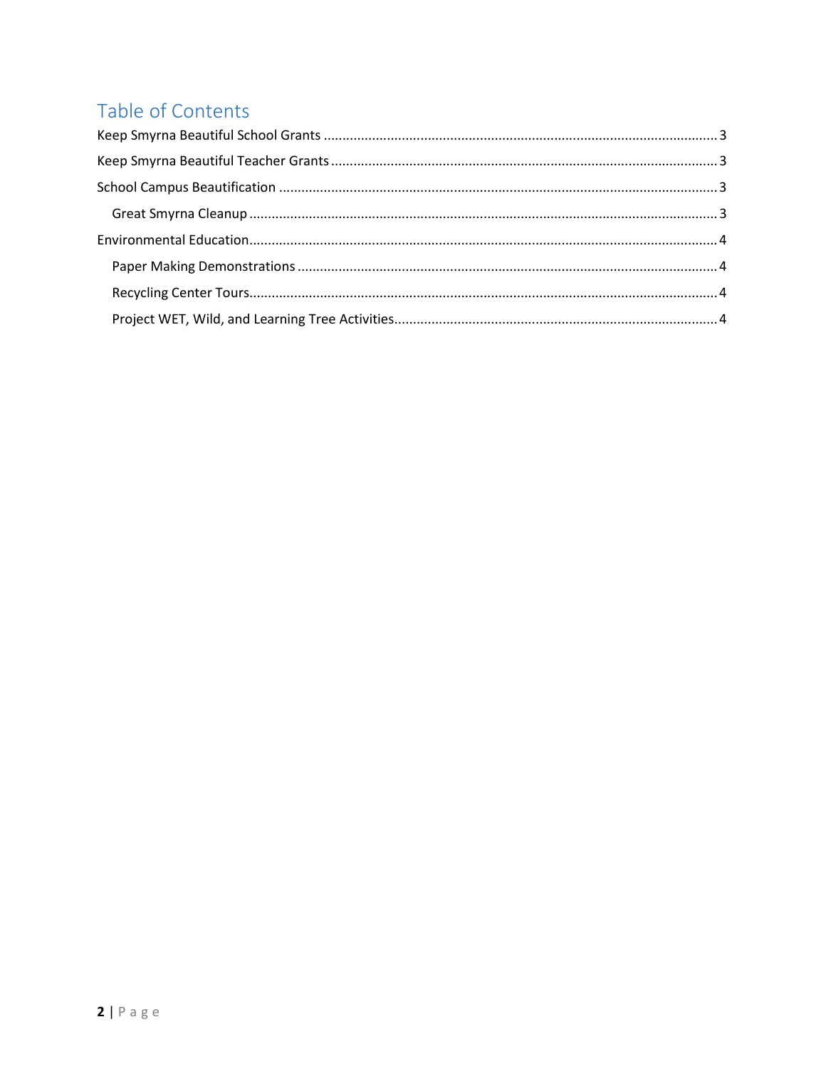# Table of Contents

Keep Smyrna Beautiful School Grants ........................................................................................................ 3

Keep Smyrna Beautiful Teacher Grants ...................................................................................................... 3

School Campus Beautification .................................................................................................................... 3

- Great Smyrna Cleanup ........................................................................................................................... 3

Environmental Education ............................................................................................................................ 4

- Paper Making Demonstrations ............................................................................................................... 4
- Recycling Center Tours ........................................................................................................................... 4
- Project WET, Wild, and Learning Tree Activities ...................................................................................... 4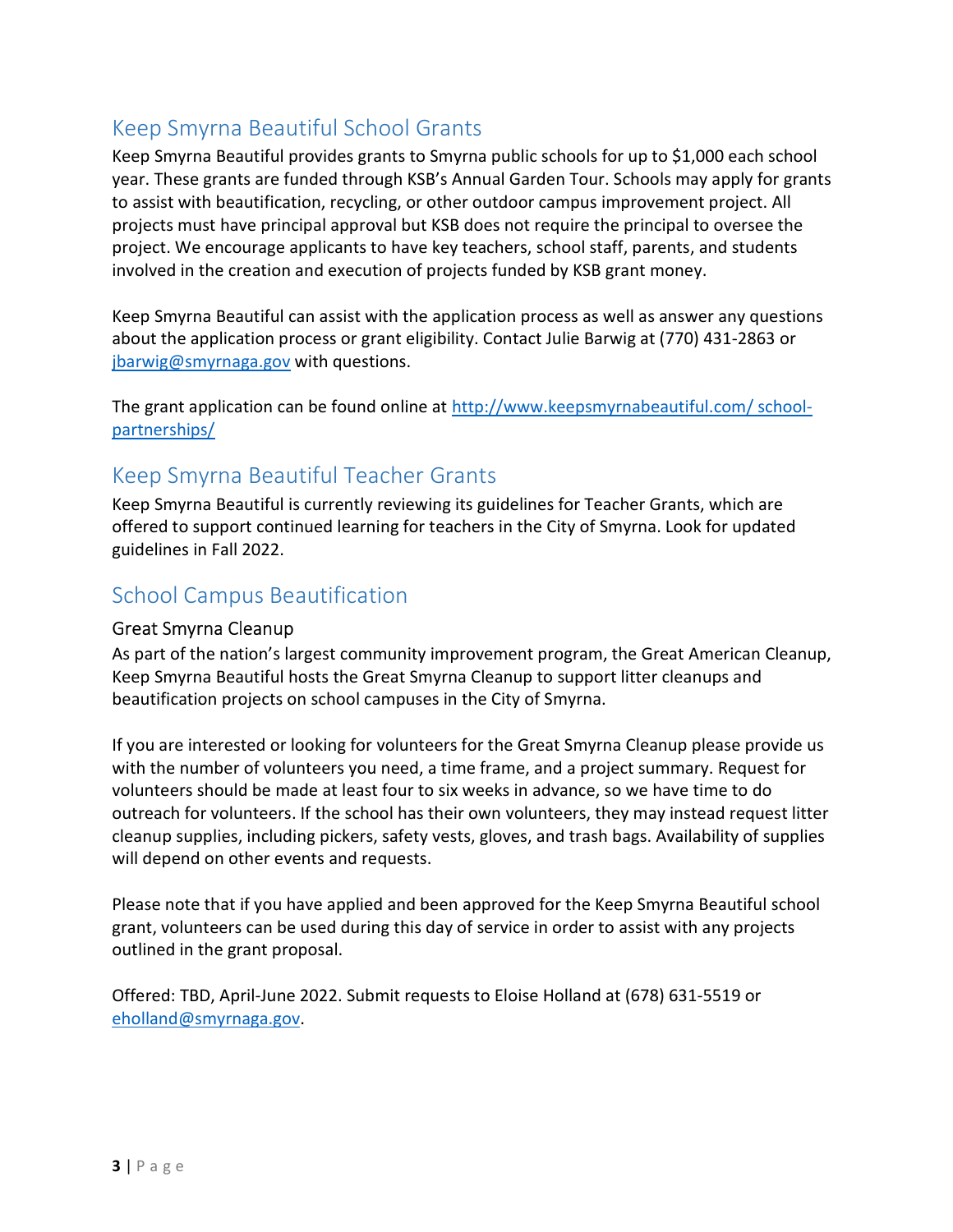## Keep Smyrna Beautiful School Grants

Keep Smyrna Beautiful provides grants to Smyrna public schools for up to $1,000 each school year. These grants are funded through KSB's Annual Garden Tour. Schools may apply for grants to assist with beautification, recycling, or other outdoor campus improvement project. All projects must have principal approval but KSB does not require the principal to oversee the project. We encourage applicants to have key teachers, school staff, parents, and students involved in the creation and execution of projects funded by KSB grant money.

Keep Smyrna Beautiful can assist with the application process as well as answer any questions about the application process or grant eligibility. Contact Julie Barwig at (770) 431-2863 or jbarwig@smyrnaga.gov with questions.

The grant application can be found online at http://www.keepsmyrnabeautiful.com/ school-partnerships/

## Keep Smyrna Beautiful Teacher Grants

Keep Smyrna Beautiful is currently reviewing its guidelines for Teacher Grants, which are offered to support continued learning for teachers in the City of Smyrna. Look for updated guidelines in Fall 2022.

## School Campus Beautification

### Great Smyrna Cleanup

As part of the nation's largest community improvement program, the Great American Cleanup, Keep Smyrna Beautiful hosts the Great Smyrna Cleanup to support litter cleanups and beautification projects on school campuses in the City of Smyrna.

If you are interested or looking for volunteers for the Great Smyrna Cleanup please provide us with the number of volunteers you need, a time frame, and a project summary. Request for volunteers should be made at least four to six weeks in advance, so we have time to do outreach for volunteers. If the school has their own volunteers, they may instead request litter cleanup supplies, including pickers, safety vests, gloves, and trash bags. Availability of supplies will depend on other events and requests.

Please note that if you have applied and been approved for the Keep Smyrna Beautiful school grant, volunteers can be used during this day of service in order to assist with any projects outlined in the grant proposal.

Offered: TBD, April-June 2022. Submit requests to Eloise Holland at (678) 631-5519 or ehollland@smyrnaga.gov.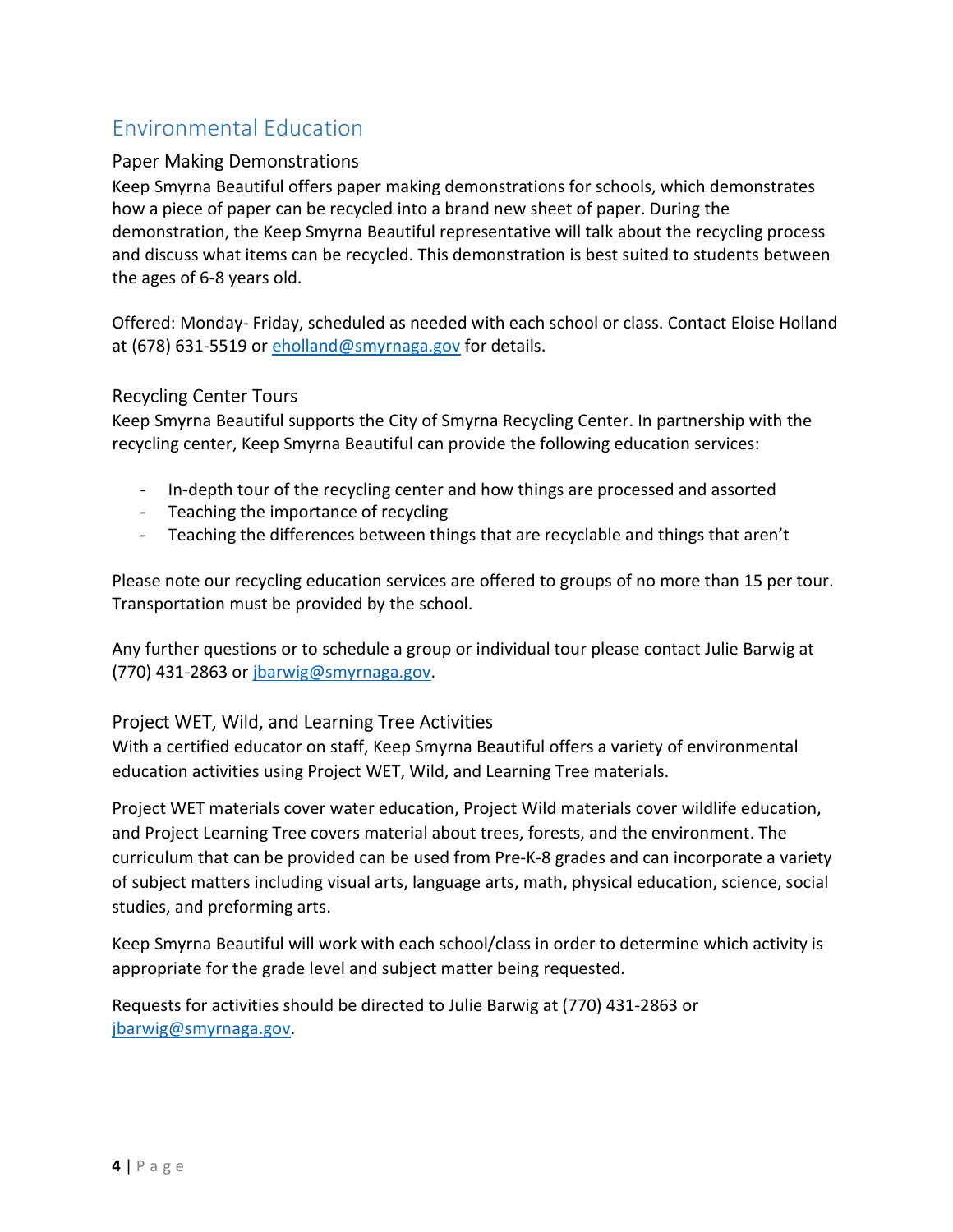## Environmental Education

### Paper Making Demonstrations

Keep Smyrna Beautiful offers paper making demonstrations for schools, which demonstrates how a piece of paper can be recycled into a brand new sheet of paper. During the demonstration, the Keep Smyrna Beautiful representative will talk about the recycling process and discuss what items can be recycled. This demonstration is best suited to students between the ages of 6-8 years old.

Offered: Monday- Friday, scheduled as needed with each school or class. Contact Eloise Holland at (678) 631-5519 or eholland@smyrnaga.gov for details.

### Recycling Center Tours

Keep Smyrna Beautiful supports the City of Smyrna Recycling Center. In partnership with the recycling center, Keep Smyrna Beautiful can provide the following education services:

- In-depth tour of the recycling center and how things are processed and assorted
- Teaching the importance of recycling
- Teaching the differences between things that are recyclable and things that aren't

Please note our recycling education services are offered to groups of no more than 15 per tour. Transportation must be provided by the school.

Any further questions or to schedule a group or individual tour please contact Julie Barwig at (770) 431-2863 or jbarwig@smyrnaga.gov.

### Project WET, Wild, and Learning Tree Activities

With a certified educator on staff, Keep Smyrna Beautiful offers a variety of environmental education activities using Project WET, Wild, and Learning Tree materials.

Project WET materials cover water education, Project Wild materials cover wildlife education, and Project Learning Tree covers material about trees, forests, and the environment. The curriculum that can be provided can be used from Pre-K-8 grades and can incorporate a variety of subject matters including visual arts, language arts, math, physical education, science, social studies, and preforming arts.

Keep Smyrna Beautiful will work with each school/class in order to determine which activity is appropriate for the grade level and subject matter being requested.

Requests for activities should be directed to Julie Barwig at (770) 431-2863 or jbarwig@smyrnaga.gov.